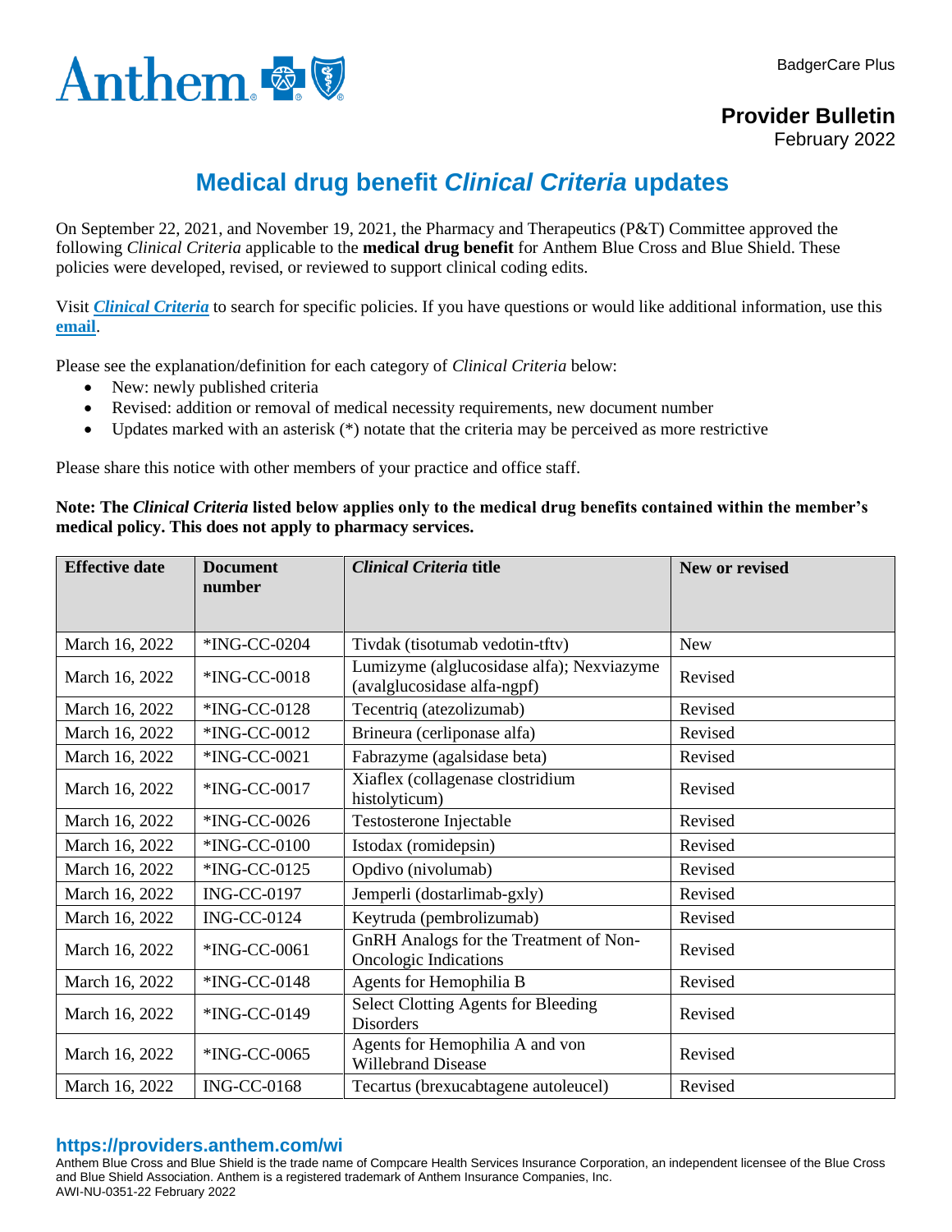BadgerCare Plus

**Provider Bulletin**
February 2022

# Medical drug benefit *Clinical Criteria* updates

On September 22, 2021, and November 19, 2021, the Pharmacy and Therapeutics (P&T) Committee approved the following *Clinical Criteria* applicable to the **medical drug benefit** for Anthem Blue Cross and Blue Shield. These policies were developed, revised, or reviewed to support clinical coding edits.

Visit ***Clinical Criteria*** to search for specific policies. If you have questions or would like additional information, use this **email**.

Please see the explanation/definition for each category of *Clinical Criteria* below:

- New: newly published criteria
- Revised: addition or removal of medical necessity requirements, new document number
- Updates marked with an asterisk (*) notate that the criteria may be perceived as more restrictive

Please share this notice with other members of your practice and office staff.

**Note: The *Clinical Criteria* listed below applies only to the medical drug benefits contained within the member's medical policy. This does not apply to pharmacy services.**

| Effective date | Document number | *Clinical Criteria* title | New or revised |
|---|---|---|---|
| March 16, 2022 | *ING-CC-0204 | Tivdak (tisotumab vedotin-tftv) | New |
| March 16, 2022 | *ING-CC-0018 | Lumizyme (alglucosidase alfa); Nexviazyme (avalglucosidase alfa-ngpf) | Revised |
| March 16, 2022 | *ING-CC-0128 | Tecentriq (atezolizumab) | Revised |
| March 16, 2022 | *ING-CC-0012 | Brineura (cerliponase alfa) | Revised |
| March 16, 2022 | *ING-CC-0021 | Fabrazyme (agalsidase beta) | Revised |
| March 16, 2022 | *ING-CC-0017 | Xiaflex (collagenase clostridium histolyticum) | Revised |
| March 16, 2022 | *ING-CC-0026 | Testosterone Injectable | Revised |
| March 16, 2022 | *ING-CC-0100 | Istodax (romidepsin) | Revised |
| March 16, 2022 | *ING-CC-0125 | Opdivo (nivolumab) | Revised |
| March 16, 2022 | ING-CC-0197 | Jemperli (dostarlimab-gxly) | Revised |
| March 16, 2022 | ING-CC-0124 | Keytruda (pembrolizumab) | Revised |
| March 16, 2022 | *ING-CC-0061 | GnRH Analogs for the Treatment of Non-Oncologic Indications | Revised |
| March 16, 2022 | *ING-CC-0148 | Agents for Hemophilia B | Revised |
| March 16, 2022 | *ING-CC-0149 | Select Clotting Agents for Bleeding Disorders | Revised |
| March 16, 2022 | *ING-CC-0065 | Agents for Hemophilia A and von Willebrand Disease | Revised |
| March 16, 2022 | ING-CC-0168 | Tecartus (brexucabtagene autoleucel) | Revised |

https://providers.anthem.com/wi

Anthem Blue Cross and Blue Shield is the trade name of Compcare Health Services Insurance Corporation, an independent licensee of the Blue Cross and Blue Shield Association. Anthem is a registered trademark of Anthem Insurance Companies, Inc.
AWI-NU-0351-22 February 2022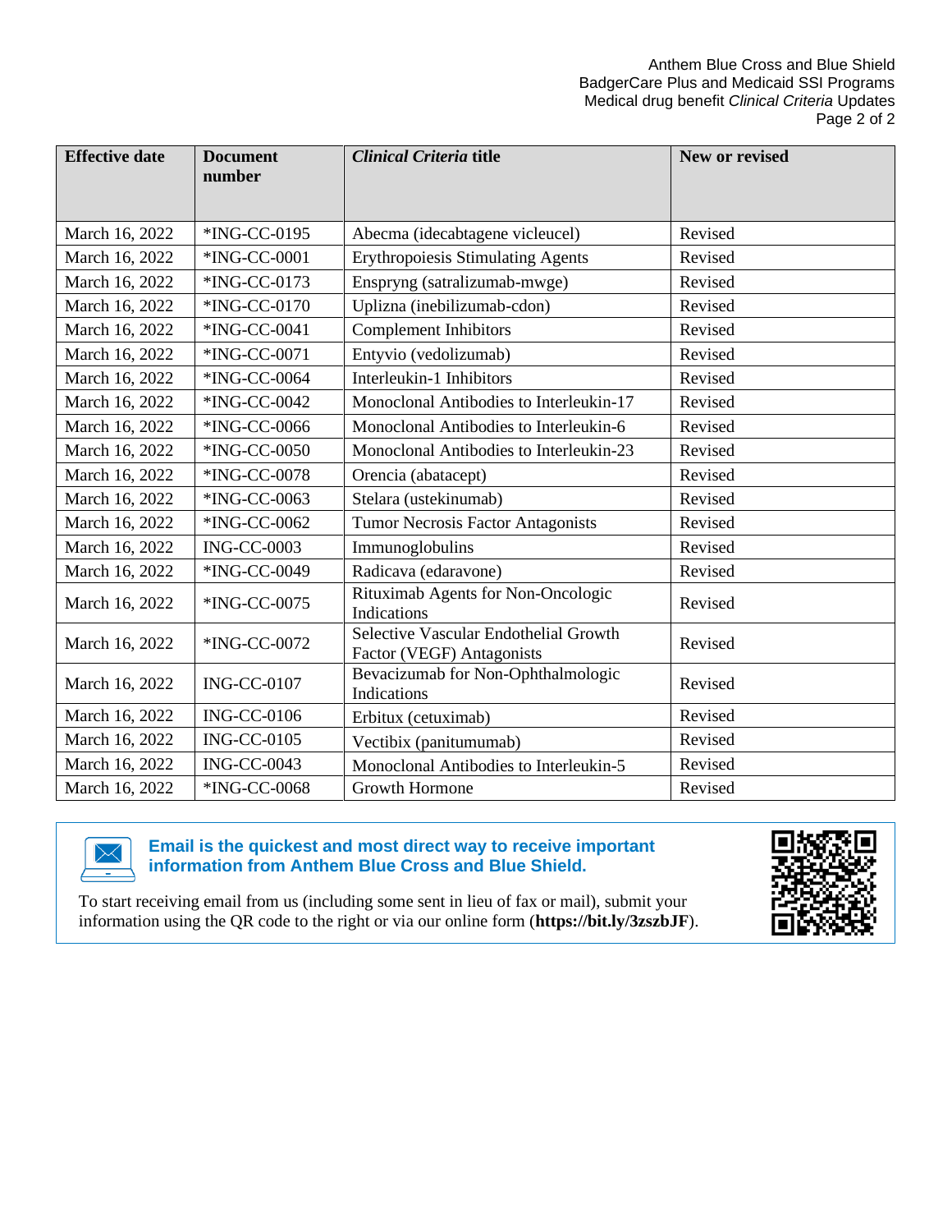| Effective date | Document number | *Clinical Criteria* title | New or revised |
|---|---|---|---|
| March 16, 2022 | *ING-CC-0195 | Abecma (idecabtagene vicleucel) | Revised |
| March 16, 2022 | *ING-CC-0001 | Erythropoiesis Stimulating Agents | Revised |
| March 16, 2022 | *ING-CC-0173 | Enspryng (satralizumab-mwge) | Revised |
| March 16, 2022 | *ING-CC-0170 | Uplizna (inebilizumab-cdon) | Revised |
| March 16, 2022 | *ING-CC-0041 | Complement Inhibitors | Revised |
| March 16, 2022 | *ING-CC-0071 | Entyvio (vedolizumab) | Revised |
| March 16, 2022 | *ING-CC-0064 | Interleukin-1 Inhibitors | Revised |
| March 16, 2022 | *ING-CC-0042 | Monoclonal Antibodies to Interleukin-17 | Revised |
| March 16, 2022 | *ING-CC-0066 | Monoclonal Antibodies to Interleukin-6 | Revised |
| March 16, 2022 | *ING-CC-0050 | Monoclonal Antibodies to Interleukin-23 | Revised |
| March 16, 2022 | *ING-CC-0078 | Orencia (abatacept) | Revised |
| March 16, 2022 | *ING-CC-0063 | Stelara (ustekinumab) | Revised |
| March 16, 2022 | *ING-CC-0062 | Tumor Necrosis Factor Antagonists | Revised |
| March 16, 2022 | ING-CC-0003 | Immunoglobulins | Revised |
| March 16, 2022 | *ING-CC-0049 | Radicava (edaravone) | Revised |
| March 16, 2022 | *ING-CC-0075 | Rituximab Agents for Non-Oncologic Indications | Revised |
| March 16, 2022 | *ING-CC-0072 | Selective Vascular Endothelial Growth Factor (VEGF) Antagonists | Revised |
| March 16, 2022 | ING-CC-0107 | Bevacizumab for Non-Ophthalmologic Indications | Revised |
| March 16, 2022 | ING-CC-0106 | Erbitux (cetuximab) | Revised |
| March 16, 2022 | ING-CC-0105 | Vectibix (panitumumab) | Revised |
| March 16, 2022 | ING-CC-0043 | Monoclonal Antibodies to Interleukin-5 | Revised |
| March 16, 2022 | *ING-CC-0068 | Growth Hormone | Revised |

**Email is the quickest and most direct way to receive important information from Anthem Blue Cross and Blue Shield.**

To start receiving email from us (including some sent in lieu of fax or mail), submit your information using the QR code to the right or via our online form (**https://bit.ly/3zszbJF**).